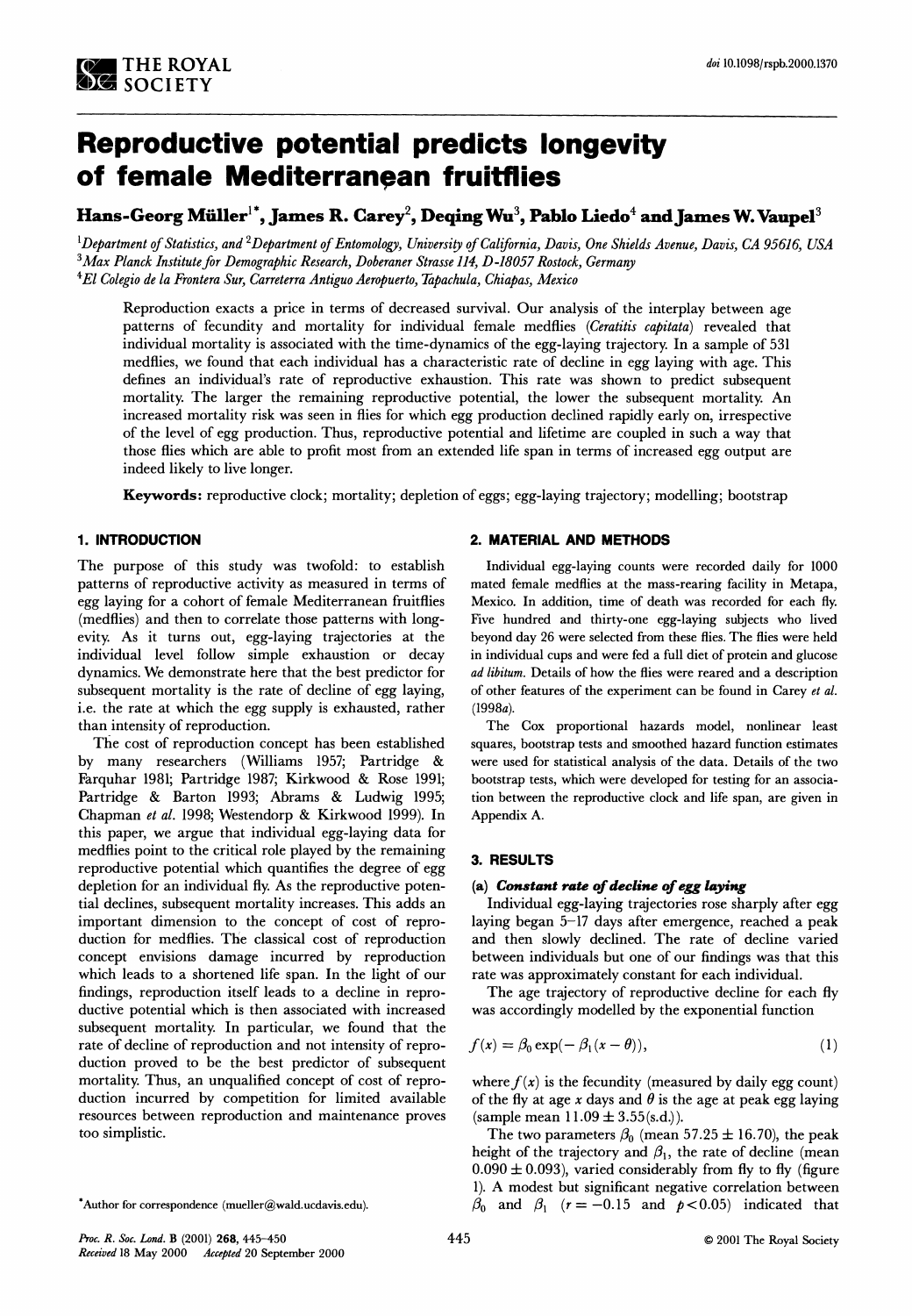# Reproductive potential predicts longevity of female Mediterranean fruitflies

**Hans-Georg Müller[1*], James R. Carey[2], Deqing Wu[3], Pablo Liedo[4] and James W. Vaupel[3]**

[1]*Department of Statistics, and* [2]*Department of Entomology, University of California, Davis, One Shields Avenue, Davis, CA 95616, USA*
[3]*Max Planck Institute for Demographic Research, Doberaner Strasse 114, D-18057 Rostock, Germany*
[4]*El Colegio de la Frontera Sur, Carreterra Antiguo Aeropuerto, Tapachula, Chiapas, Mexico*

Reproduction exacts a price in terms of decreased survival. Our analysis of the interplay between age patterns of fecundity and mortality for individual female medflies (*Ceratitis capitata*) revealed that individual mortality is associated with the time-dynamics of the egg-laying trajectory. In a sample of 531 medflies, we found that each individual has a characteristic rate of decline in egg laying with age. This defines an individual's rate of reproductive exhaustion. This rate was shown to predict subsequent mortality. The larger the remaining reproductive potential, the lower the subsequent mortality. An increased mortality risk was seen in flies for which egg production declined rapidly early on, irrespective of the level of egg production. Thus, reproductive potential and lifetime are coupled in such a way that those flies which are able to profit most from an extended life span in terms of increased egg output are indeed likely to live longer.

**Keywords:** reproductive clock; mortality; depletion of eggs; egg-laying trajectory; modelling; bootstrap

## 1. INTRODUCTION

The purpose of this study was twofold: to establish patterns of reproductive activity as measured in terms of egg laying for a cohort of female Mediterranean fruitflies (medflies) and then to correlate those patterns with longevity. As it turns out, egg-laying trajectories at the individual level follow simple exhaustion or decay dynamics. We demonstrate here that the best predictor for subsequent mortality is the rate of decline of egg laying, i.e. the rate at which the egg supply is exhausted, rather than intensity of reproduction.

The cost of reproduction concept has been established by many researchers (Williams 1957; Partridge & Farquhar 1981; Partridge 1987; Kirkwood & Rose 1991; Partridge & Barton 1993; Abrams & Ludwig 1995; Chapman *et al.* 1998; Westendorp & Kirkwood 1999). In this paper, we argue that individual egg-laying data for medflies point to the critical role played by the remaining reproductive potential which quantifies the degree of egg depletion for an individual fly. As the reproductive potential declines, subsequent mortality increases. This adds an important dimension to the concept of cost of reproduction for medflies. The classical cost of reproduction concept envisions damage incurred by reproduction which leads to a shortened life span. In the light of our findings, reproduction itself leads to a decline in reproductive potential which is then associated with increased subsequent mortality. In particular, we found that the rate of decline of reproduction and not intensity of reproduction proved to be the best predictor of subsequent mortality. Thus, an unqualified concept of cost of reproduction incurred by competition for limited available resources between reproduction and maintenance proves too simplistic.

*Author for correspondence (mueller@wald.ucdavis.edu).

## 2. MATERIAL AND METHODS

Individual egg-laying counts were recorded daily for 1000 mated female medflies at the mass-rearing facility in Metapa, Mexico. In addition, time of death was recorded for each fly. Five hundred and thirty-one egg-laying subjects who lived beyond day 26 were selected from these flies. The flies were held in individual cups and were fed a full diet of protein and glucose *ad libitum*. Details of how the flies were reared and a description of other features of the experiment can be found in Carey *et al.* (1998*a*).

The Cox proportional hazards model, nonlinear least squares, bootstrap tests and smoothed hazard function estimates were used for statistical analysis of the data. Details of the two bootstrap tests, which were developed for testing for an association between the reproductive clock and life span, are given in Appendix A.

## 3. RESULTS

### (a) *Constant rate of decline of egg laying*

Individual egg-laying trajectories rose sharply after egg laying began 5–17 days after emergence, reached a peak and then slowly declined. The rate of decline varied between individuals but one of our findings was that this rate was approximately constant for each individual.

The age trajectory of reproductive decline for each fly was accordingly modelled by the exponential function

$$f(x) = \beta_0 \exp(-\beta_1(x - \theta)), \qquad (1)$$

where $f(x)$ is the fecundity (measured by daily egg count) of the fly at age $x$ days and $\theta$ is the age at peak egg laying (sample mean $11.09 \pm 3.55$(s.d.)).

The two parameters $\beta_0$ (mean $57.25 \pm 16.70$), the peak height of the trajectory and $\beta_1$, the rate of decline (mean $0.090 \pm 0.093$), varied considerably from fly to fly (figure 1). A modest but significant negative correlation between $\beta_0$ and $\beta_1$ ($r = -0.15$ and $p < 0.05$) indicated that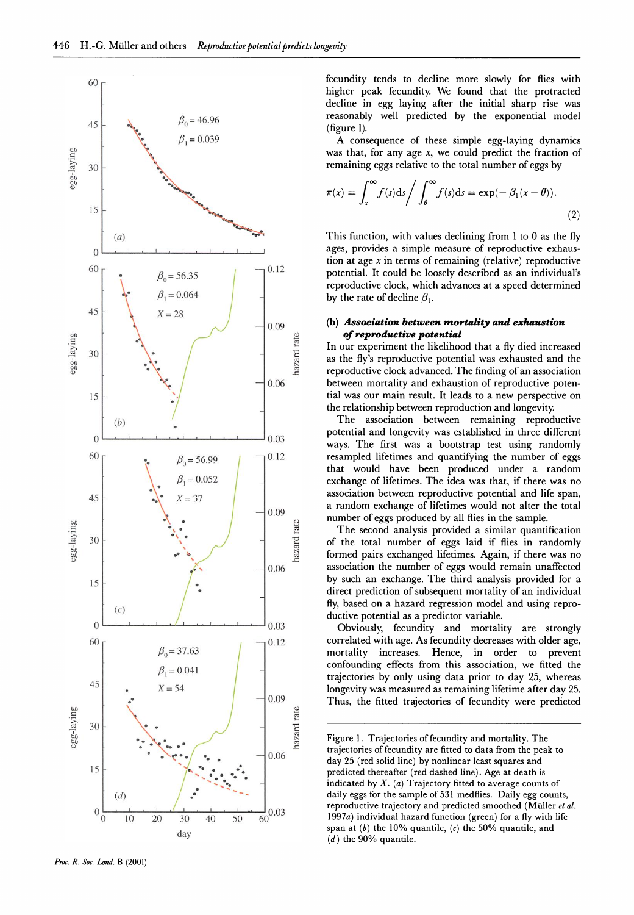fecundity tends to decline more slowly for flies with higher peak fecundity. We found that the protracted decline in egg laying after the initial sharp rise was reasonably well predicted by the exponential model (figure 1).

A consequence of these simple egg-laying dynamics was that, for any age $x$, we could predict the fraction of remaining eggs relative to the total number of eggs by

$$\pi(x) = \int_x^{\infty} f(s)\mathrm{d}s \Big/ \int_{\theta}^{\infty} f(s)\mathrm{d}s = \exp(-\beta_1(x-\theta)). \tag{2}$$

This function, with values declining from 1 to 0 as the fly ages, provides a simple measure of reproductive exhaustion at age $x$ in terms of remaining (relative) reproductive potential. It could be loosely described as an individual's reproductive clock, which advances at a speed determined by the rate of decline $\beta_1$.

### (b) *Association between mortality and exhaustion of reproductive potential*

In our experiment the likelihood that a fly died increased as the fly's reproductive potential was exhausted and the reproductive clock advanced. The finding of an association between mortality and exhaustion of reproductive potential was our main result. It leads to a new perspective on the relationship between reproduction and longevity.

The association between remaining reproductive potential and longevity was established in three different ways. The first was a bootstrap test using randomly resampled lifetimes and quantifying the number of eggs that would have been produced under a random exchange of lifetimes. The idea was that, if there was no association between reproductive potential and life span, a random exchange of lifetimes would not alter the total number of eggs produced by all flies in the sample.

The second analysis provided a similar quantification of the total number of eggs laid if flies in randomly formed pairs exchanged lifetimes. Again, if there was no association the number of eggs would remain unaffected by such an exchange. The third analysis provided for a direct prediction of subsequent mortality of an individual fly, based on a hazard regression model and using reproductive potential as a predictor variable.

Obviously, fecundity and mortality are strongly correlated with age. As fecundity decreases with older age, mortality increases. Hence, in order to prevent confounding effects from this association, we fitted the trajectories by only using data prior to day 25, whereas longevity was measured as remaining lifetime after day 25. Thus, the fitted trajectories of fecundity were predicted

Figure 1. Trajectories of fecundity and mortality. The trajectories of fecundity are fitted to data from the peak to day 25 (red solid line) by nonlinear least squares and predicted thereafter (red dashed line). Age at death is indicated by $X$. (*a*) Trajectory fitted to average counts of daily eggs for the sample of 531 medflies. Daily egg counts, reproductive trajectory and predicted smoothed (Müller *et al.* 1997*a*) individual hazard function (green) for a fly with life span at (*b*) the 10% quantile, (*c*) the 50% quantile, and (*d*) the 90% quantile.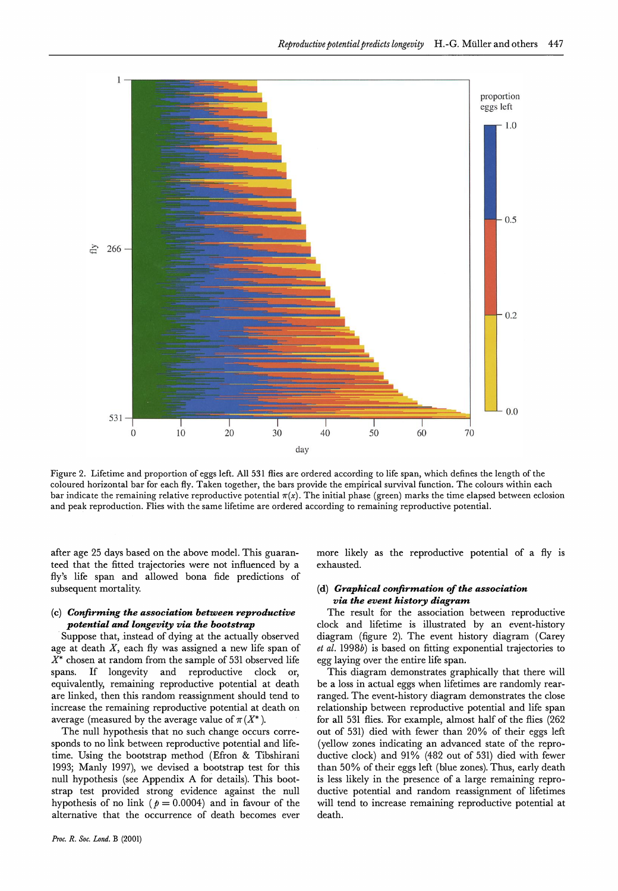Figure 2. Lifetime and proportion of eggs left. All 531 flies are ordered according to life span, which defines the length of the coloured horizontal bar for each fly. Taken together, the bars provide the empirical survival function. The colours within each bar indicate the remaining relative reproductive potential $\pi(x)$. The initial phase (green) marks the time elapsed between eclosion and peak reproduction. Flies with the same lifetime are ordered according to remaining reproductive potential.

after age 25 days based on the above model. This guaranteed that the fitted trajectories were not influenced by a fly's life span and allowed bona fide predictions of subsequent mortality.

### (c) *Confirming the association between reproductive potential and longevity via the bootstrap*

Suppose that, instead of dying at the actually observed age at death $X$, each fly was assigned a new life span of $X^*$ chosen at random from the sample of 531 observed life spans. If longevity and reproductive clock or, equivalently, remaining reproductive potential at death are linked, then this random reassignment should tend to increase the remaining reproductive potential at death on average (measured by the average value of $\pi(X^*)$.

The null hypothesis that no such change occurs corresponds to no link between reproductive potential and lifetime. Using the bootstrap method (Efron & Tibshirani 1993; Manly 1997), we devised a bootstrap test for this null hypothesis (see Appendix A for details). This bootstrap test provided strong evidence against the null hypothesis of no link ($p = 0.0004$) and in favour of the alternative that the occurrence of death becomes ever more likely as the reproductive potential of a fly is exhausted.

### (d) *Graphical confirmation of the association via the event history diagram*

The result for the association between reproductive clock and lifetime is illustrated by an event-history diagram (figure 2). The event history diagram (Carey *et al.* 1998*b*) is based on fitting exponential trajectories to egg laying over the entire life span.

This diagram demonstrates graphically that there will be a loss in actual eggs when lifetimes are randomly rearranged. The event-history diagram demonstrates the close relationship between reproductive potential and life span for all 531 flies. For example, almost half of the flies (262 out of 531) died with fewer than 20% of their eggs left (yellow zones indicating an advanced state of the reproductive clock) and 91% (482 out of 531) died with fewer than 50% of their eggs left (blue zones). Thus, early death is less likely in the presence of a large remaining reproductive potential and random reassignment of lifetimes will tend to increase remaining reproductive potential at death.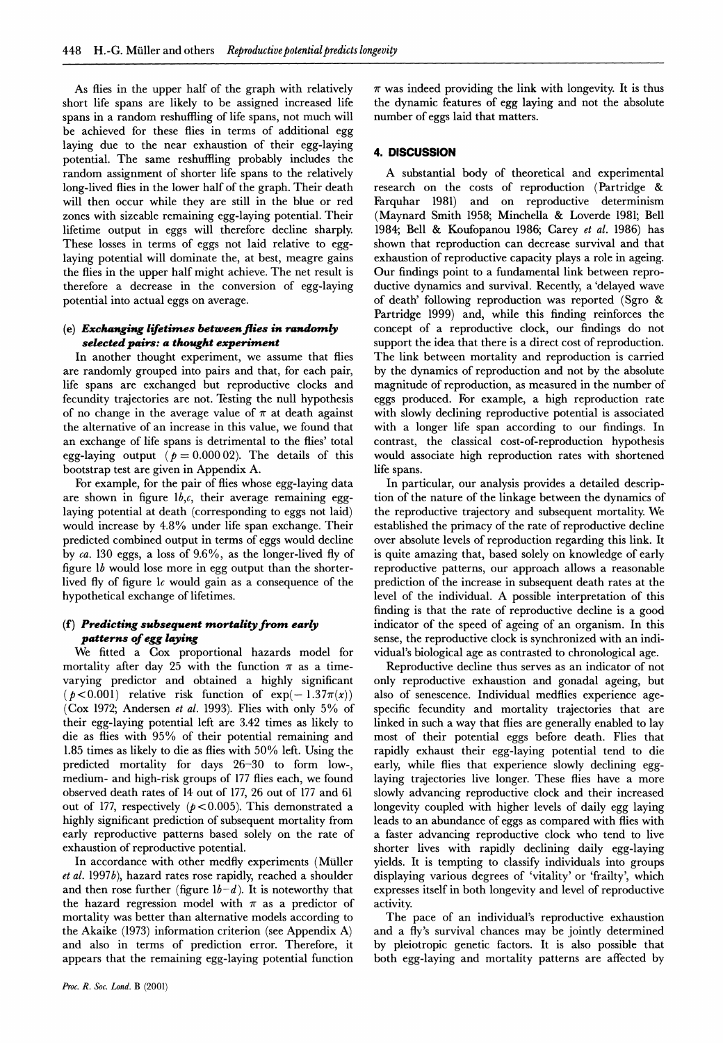As flies in the upper half of the graph with relatively short life spans are likely to be assigned increased life spans in a random reshuffling of life spans, not much will be achieved for these flies in terms of additional egg laying due to the near exhaustion of their egg-laying potential. The same reshuffling probably includes the random assignment of shorter life spans to the relatively long-lived flies in the lower half of the graph. Their death will then occur while they are still in the blue or red zones with sizeable remaining egg-laying potential. Their lifetime output in eggs will therefore decline sharply. These losses in terms of eggs not laid relative to egg-laying potential will dominate the, at best, meagre gains the flies in the upper half might achieve. The net result is therefore a decrease in the conversion of egg-laying potential into actual eggs on average.

### (e) *Exchanging lifetimes between flies in randomly selected pairs: a thought experiment*

In another thought experiment, we assume that flies are randomly grouped into pairs and that, for each pair, life spans are exchanged but reproductive clocks and fecundity trajectories are not. Testing the null hypothesis of no change in the average value of $\pi$ at death against the alternative of an increase in this value, we found that an exchange of life spans is detrimental to the flies' total egg-laying output ($p = 0.000\,02$). The details of this bootstrap test are given in Appendix A.

For example, for the pair of flies whose egg-laying data are shown in figure 1*b*,*c*, their average remaining egg-laying potential at death (corresponding to eggs not laid) would increase by 4.8% under life span exchange. Their predicted combined output in terms of eggs would decline by *ca.* 130 eggs, a loss of 9.6%, as the longer-lived fly of figure 1*b* would lose more in egg output than the shorter-lived fly of figure 1*c* would gain as a consequence of the hypothetical exchange of lifetimes.

### (f) *Predicting subsequent mortality from early patterns of egg laying*

We fitted a Cox proportional hazards model for mortality after day 25 with the function $\pi$ as a time-varying predictor and obtained a highly significant ($p < 0.001$) relative risk function of $\exp(-1.37\pi(x))$ (Cox 1972; Andersen *et al.* 1993). Flies with only 5% of their egg-laying potential left are 3.42 times as likely to die as flies with 95% of their potential remaining and 1.85 times as likely to die as flies with 50% left. Using the predicted mortality for days 26–30 to form low-, medium- and high-risk groups of 177 flies each, we found observed death rates of 14 out of 177, 26 out of 177 and 61 out of 177, respectively ($p < 0.005$). This demonstrated a highly significant prediction of subsequent mortality from early reproductive patterns based solely on the rate of exhaustion of reproductive potential.

In accordance with other medfly experiments (Müller *et al.* 1997*b*), hazard rates rose rapidly, reached a shoulder and then rose further (figure 1*b*–*d*). It is noteworthy that the hazard regression model with $\pi$ as a predictor of mortality was better than alternative models according to the Akaike (1973) information criterion (see Appendix A) and also in terms of prediction error. Therefore, it appears that the remaining egg-laying potential function $\pi$ was indeed providing the link with longevity. It is thus the dynamic features of egg laying and not the absolute number of eggs laid that matters.

## 4. DISCUSSION

A substantial body of theoretical and experimental research on the costs of reproduction (Partridge & Farquhar 1981) and on reproductive determinism (Maynard Smith 1958; Minchella & Loverde 1981; Bell 1984; Bell & Koufopanou 1986; Carey *et al.* 1986) has shown that reproduction can decrease survival and that exhaustion of reproductive capacity plays a role in ageing. Our findings point to a fundamental link between reproductive dynamics and survival. Recently, a 'delayed wave of death' following reproduction was reported (Sgro & Partridge 1999) and, while this finding reinforces the concept of a reproductive clock, our findings do not support the idea that there is a direct cost of reproduction. The link between mortality and reproduction is carried by the dynamics of reproduction and not by the absolute magnitude of reproduction, as measured in the number of eggs produced. For example, a high reproduction rate with slowly declining reproductive potential is associated with a longer life span according to our findings. In contrast, the classical cost-of-reproduction hypothesis would associate high reproduction rates with shortened life spans.

In particular, our analysis provides a detailed description of the nature of the linkage between the dynamics of the reproductive trajectory and subsequent mortality. We established the primacy of the rate of reproductive decline over absolute levels of reproduction regarding this link. It is quite amazing that, based solely on knowledge of early reproductive patterns, our approach allows a reasonable prediction of the increase in subsequent death rates at the level of the individual. A possible interpretation of this finding is that the rate of reproductive decline is a good indicator of the speed of ageing of an organism. In this sense, the reproductive clock is synchronized with an individual's biological age as contrasted to chronological age.

Reproductive decline thus serves as an indicator of not only reproductive exhaustion and gonadal ageing, but also of senescence. Individual medflies experience age-specific fecundity and mortality trajectories that are linked in such a way that flies are generally enabled to lay most of their potential eggs before death. Flies that rapidly exhaust their egg-laying potential tend to die early, while flies that experience slowly declining egg-laying trajectories live longer. These flies have a more slowly advancing reproductive clock and their increased longevity coupled with higher levels of daily egg laying leads to an abundance of eggs as compared with flies with a faster advancing reproductive clock who tend to live shorter lives with rapidly declining daily egg-laying yields. It is tempting to classify individuals into groups displaying various degrees of 'vitality' or 'frailty', which expresses itself in both longevity and level of reproductive activity.

The pace of an individual's reproductive exhaustion and a fly's survival chances may be jointly determined by pleiotropic genetic factors. It is also possible that both egg-laying and mortality patterns are affected by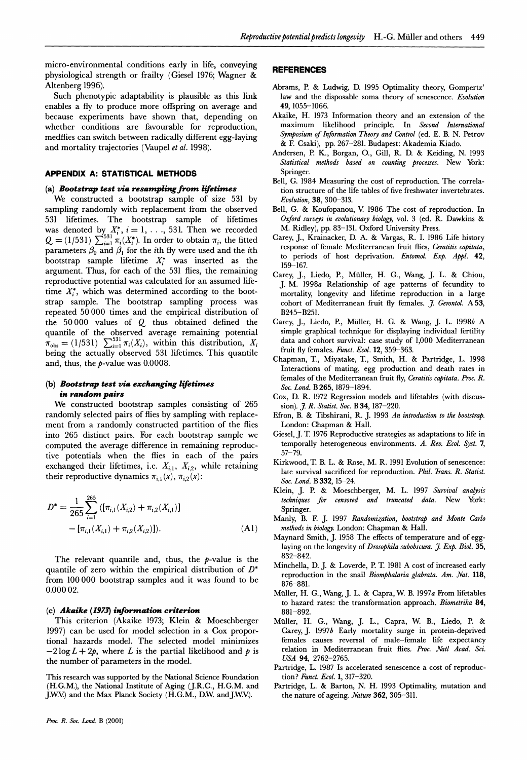micro-environmental conditions early in life, conveying physiological strength or frailty (Giesel 1976; Wagner & Altenberg 1996).

Such phenotypic adaptability is plausible as this link enables a fly to produce more offspring on average and because experiments have shown that, depending on whether conditions are favourable for reproduction, medflies can switch between radically different egg-laying and mortality trajectories (Vaupel *et al.* 1998).

## APPENDIX A: STATISTICAL METHODS

### (a) *Bootstrap test via resampling from lifetimes*

We constructed a bootstrap sample of size 531 by sampling randomly with replacement from the observed 531 lifetimes. The bootstrap sample of lifetimes was denoted by $X_i^*$, $i = 1, \ldots, 531$. Then we recorded $Q = (1/531)\sum_{i=1}^{531}\pi_i(X_i^*)$. In order to obtain $\pi_i$, the fitted parameters $\beta_0$ and $\beta_1$ for the $i$th fly were used and the $i$th bootstrap sample lifetime $X_i^*$ was inserted as the argument. Thus, for each of the 531 flies, the remaining reproductive potential was calculated for an assumed lifetime $X_i^*$, which was determined according to the bootstrap sample. The bootstrap sampling process was repeated 50 000 times and the empirical distribution of the 50 000 values of $Q$ thus obtained defined the quantile of the observed average remaining potential $\pi_{\text{obs}} = (1/531)\sum_{i=1}^{531}\pi_i(X_i)$, within this distribution, $X_i$ being the actually observed 531 lifetimes. This quantile and, thus, the $p$-value was 0.0008.

### (b) *Bootstrap test via exchanging lifetimes in random pairs*

We constructed bootstrap samples consisting of 265 randomly selected pairs of flies by sampling with replacement from a randomly constructed partition of the flies into 265 distinct pairs. For each bootstrap sample we computed the average difference in remaining reproductive potentials when the flies in each of the pairs exchanged their lifetimes, i.e. $X_{i,1}$, $X_{i,2}$, while retaining their reproductive dynamics $\pi_{i,1}(x)$, $\pi_{i,2}(x)$:

$$D^* = \frac{1}{265}\sum_{i=1}^{265}\left([\pi_{i,1}(X_{i,2}) + \pi_{i,2}(X_{i,1})] - [\pi_{i,1}(X_{i,1}) + \pi_{i,2}(X_{i,2})]\right). \tag{A1}$$

The relevant quantile and, thus, the $p$-value is the quantile of zero within the empirical distribution of $D^*$ from 100 000 bootstrap samples and it was found to be 0.000 02.

### (c) *Akaike (1973) information criterion*

This criterion (Akaike 1973; Klein & Moeschberger 1997) can be used for model selection in a Cox proportional hazards model. The selected model minimizes $-2\log L + 2p$, where $L$ is the partial likelihood and $p$ is the number of parameters in the model.

This research was supported by the National Science Foundation (H.G.M.), the National Institute of Aging (J.R.C., H.G.M. and J.W.V.) and the Max Planck Society (H.G.M., D.W. and J.W.V.).

## REFERENCES

Abrams, P. & Ludwig, D. 1995 Optimality theory, Gompertz' law and the disposable soma theory of senescence. *Evolution* **49**, 1055–1066.

Akaike, H. 1973 Information theory and an extension of the maximum likelihood principle. In *Second International Symposium of Information Theory and Control* (ed. E. B. N. Petrov & F. Csaki), pp. 267–281. Budapest: Akademia Kiado.

Andersen, P. K., Borgan, O., Gill, R. D. & Keiding, N. 1993 *Statistical methods based on counting processes*. New York: Springer.

Bell, G. 1984 Measuring the cost of reproduction. The correlation structure of the life tables of five freshwater invertebrates. *Evolution*, **38**, 300–313.

Bell, G. & Koufopanou, V. 1986 The cost of reproduction. In *Oxford surveys in evolutionary biology*, vol. 3 (ed. R. Dawkins & M. Ridley), pp. 83–131. Oxford University Press.

Carey, J., Krainacker, D. A. & Vargas, R. I. 1986 Life history response of female Mediterranean fruit flies, *Ceratitis capitata*, to periods of host deprivation. *Entomol. Exp. Appl.* **42**, 159–167.

Carey, J., Liedo, P., Müller, H. G., Wang, J. L. & Chiou, J. M. 1998*a* Relationship of age patterns of fecundity to mortality, longevity and lifetime reproduction in a large cohort of Mediterranean fruit fly females. *J. Gerontol.* A **53**, B245–B251.

Carey, J., Liedo, P., Müller, H. G. & Wang, J. L. 1998*b* A simple graphical technique for displaying individual fertility data and cohort survival: case study of 1,000 Mediterranean fruit fly females. *Funct. Ecol.* **12**, 359–363.

Chapman, T., Miyatake, T., Smith, H. & Partridge, L. 1998 Interactions of mating, egg production and death rates in females of the Mediterranean fruit fly, *Ceratitis capitata*. *Proc. R. Soc. Lond.* B **265**, 1879–1894.

Cox, D. R. 1972 Regression models and lifetables (with discussion). *J. R. Statist. Soc.* B **34**, 187–220.

Efron, B. & Tibshirani, R. J. 1993 *An introduction to the bootstrap*. London: Chapman & Hall.

Giesel, J. T. 1976 Reproductive strategies as adaptations to life in temporally heterogeneous environments. *A. Rev. Ecol. Syst.* **7**, 57–79.

Kirkwood, T. B. L. & Rose, M. R. 1991 Evolution of senescence: late survival sacrificed for reproduction. *Phil. Trans. R. Statist. Soc. Lond.* B **332**, 15–24.

Klein, J. P. & Moeschberger, M. L. 1997 *Survival analysis techniques for censored and truncated data*. New York: Springer.

Manly, B. F. J. 1997 *Randomization, bootstrap and Monte Carlo methods in biology*. London: Chapman & Hall.

Maynard Smith, J. 1958 The effects of temperature and of egg-laying on the longevity of *Drosophila subobscura*. *J. Exp. Biol.* **35**, 832–842.

Minchella, D. J. & Loverde, P. T. 1981 A cost of increased early reproduction in the snail *Biomphalaria glabrata*. *Am. Nat.* **118**, 876–881.

Müller, H. G., Wang, J. L. & Capra, W. B. 1997*a* From lifetables to hazard rates: the transformation approach. *Biometrika* **84**, 881–892.

Müller, H. G., Wang, J. L., Capra, W. B., Liedo, P. & Carey, J. 1997*b* Early mortality surge in protein-deprived females causes reversal of male–female life expectancy relation in Mediterranean fruit flies. *Proc. Natl Acad. Sci. USA* **94**, 2762–2765.

Partridge, L. 1987 Is accelerated senescence a cost of reproduction? *Funct. Ecol.* **1**, 317–320.

Partridge, L. & Barton, N. H. 1993 Optimality, mutation and the nature of ageing. *Nature* **362**, 305–311.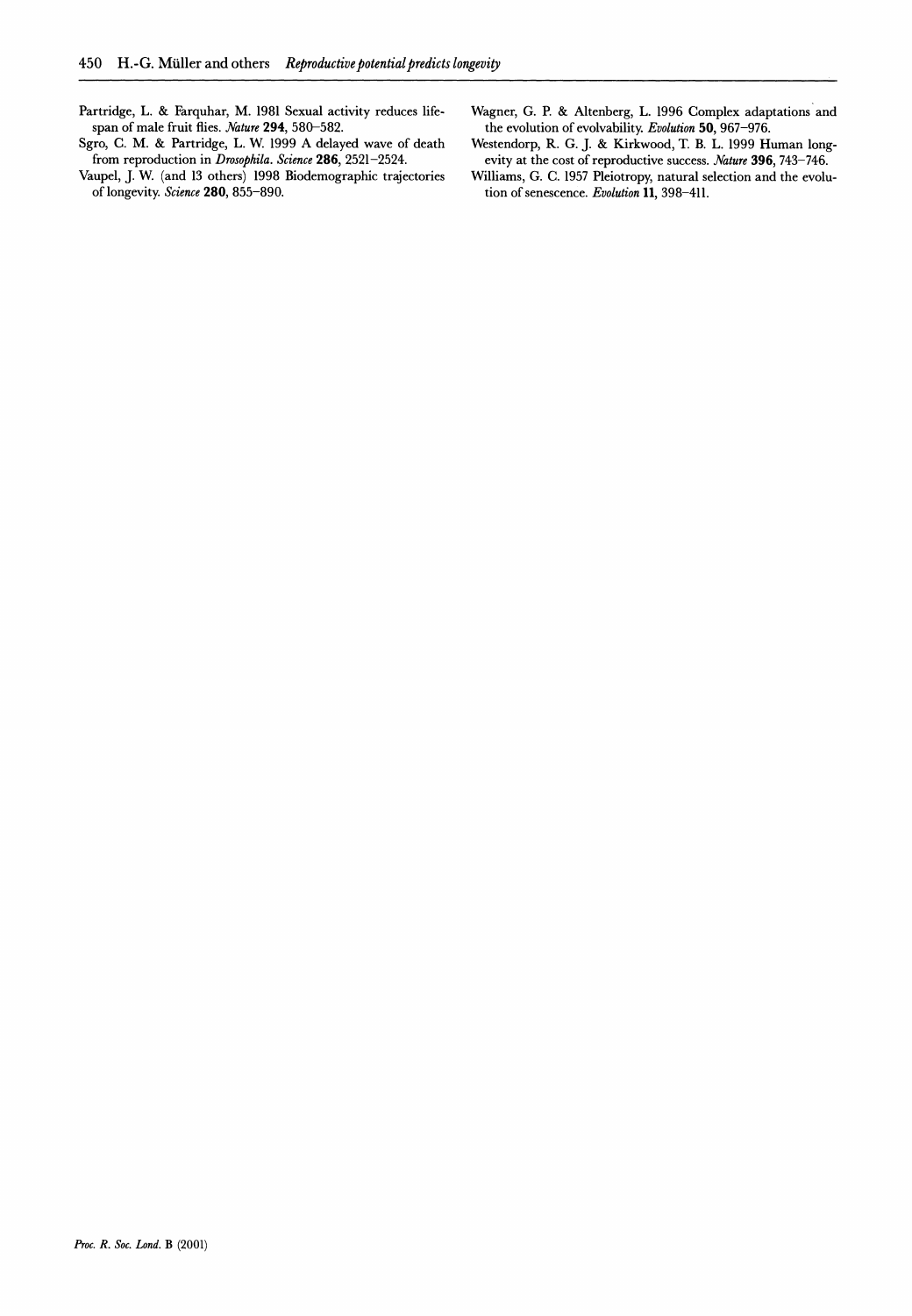Partridge, L. & Farquhar, M. 1981 Sexual activity reduces lifespan of male fruit flies. *Nature* **294**, 580–582.

Sgro, C. M. & Partridge, L. W. 1999 A delayed wave of death from reproduction in *Drosophila*. *Science* **286**, 2521–2524.

Vaupel, J. W. (and 13 others) 1998 Biodemographic trajectories of longevity. *Science* **280**, 855–890.

Wagner, G. P. & Altenberg, L. 1996 Complex adaptations and the evolution of evolvability. *Evolution* **50**, 967–976.

Westendorp, R. G. J. & Kirkwood, T. B. L. 1999 Human longevity at the cost of reproductive success. *Nature* **396**, 743–746.

Williams, G. C. 1957 Pleiotropy, natural selection and the evolution of senescence. *Evolution* **11**, 398–411.